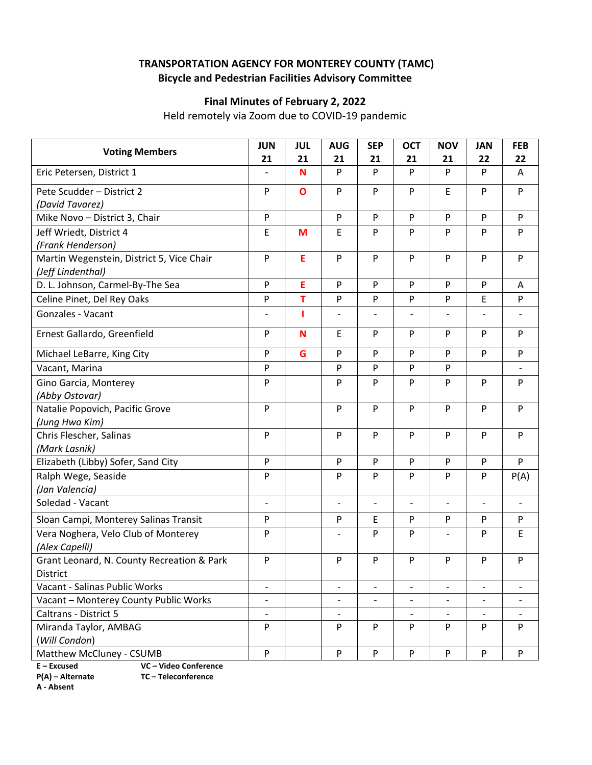**TRANSPORTATION AGENCY FOR MONTEREY COUNTY (TAMC)**
**Bicycle and Pedestrian Facilities Advisory Committee**

**Final Minutes of February 2, 2022**

Held remotely via Zoom due to COVID-19 pandemic

| Voting Members | JUN 21 | JUL 21 | AUG 21 | SEP 21 | OCT 21 | NOV 21 | JAN 22 | FEB 22 |
|---|---|---|---|---|---|---|---|---|
| Eric Petersen, District 1 | - | N | P | P | P | P | P | A |
| Pete Scudder – District 2 *(David Tavarez)* | P | O | P | P | P | E | P | P |
| Mike Novo – District 3, Chair | P | | P | P | P | P | P | P |
| Jeff Wriedt, District 4 *(Frank Henderson)* | E | M | E | P | P | P | P | P |
| Martin Wegenstein, District 5, Vice Chair *(Jeff Lindenthal)* | P | E | P | P | P | P | P | P |
| D. L. Johnson, Carmel-By-The Sea | P | E | P | P | P | P | P | A |
| Celine Pinet, Del Rey Oaks | P | T | P | P | P | P | E | P |
| Gonzales - Vacant | - | I | - | - | - | - | - | - |
| Ernest Gallardo, Greenfield | P | N | E | P | P | P | P | P |
| Michael LeBarre, King City | P | G | P | P | P | P | P | P |
| Vacant, Marina | P | | P | P | P | P | | - |
| Gino Garcia, Monterey *(Abby Ostovar)* | P | | P | P | P | P | P | P |
| Natalie Popovich, Pacific Grove *(Jung Hwa Kim)* | P | | P | P | P | P | P | P |
| Chris Flescher, Salinas *(Mark Lasnik)* | P | | P | P | P | P | P | P |
| Elizabeth (Libby) Sofer, Sand City | P | | P | P | P | P | P | P |
| Ralph Wege, Seaside *(Jan Valencia)* | P | | P | P | P | P | P | P(A) |
| Soledad - Vacant | - | | - | - | - | - | - | - |
| Sloan Campi, Monterey Salinas Transit | P | | P | E | P | P | P | P |
| Vera Noghera, Velo Club of Monterey *(Alex Capelli)* | P | | - | P | P | - | P | E |
| Grant Leonard, N. County Recreation & Park District | P | | P | P | P | P | P | P |
| Vacant - Salinas Public Works | - | | - | - | - | - | - | - |
| Vacant – Monterey County Public Works | - | | - | - | - | - | - | - |
| Caltrans - District 5 | - | | - | | - | - | - | - |
| Miranda Taylor, AMBAG (*Will Condon*) | P | | P | P | P | P | P | P |
| Matthew McCluney - CSUMB | P | | P | P | P | P | P | P |

**E – Excused** **VC – Video Conference**
**P(A) – Alternate** **TC – Teleconference**
**A - Absent**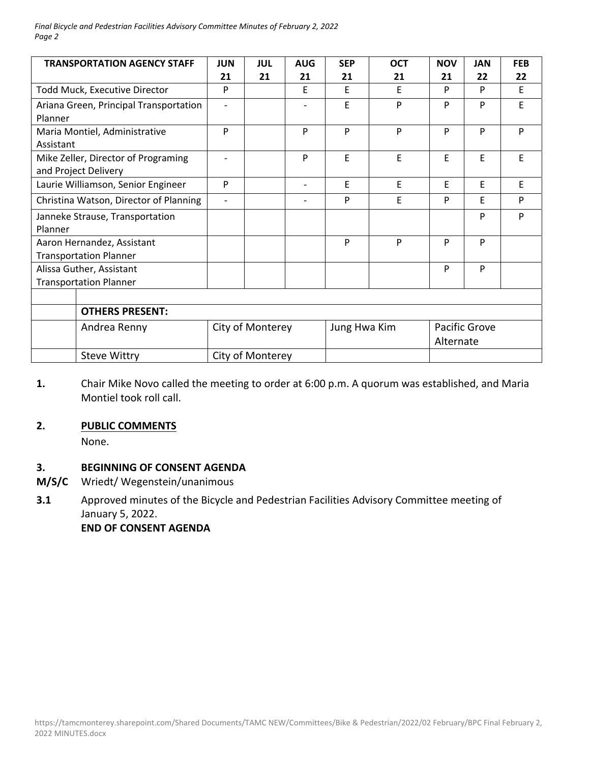| TRANSPORTATION AGENCY STAFF | JUN 21 | JUL 21 | AUG 21 | SEP 21 | OCT 21 | NOV 21 | JAN 22 | FEB 22 |
|---|---|---|---|---|---|---|---|---|
| Todd Muck, Executive Director | P | | E | E | E | P | P | E |
| Ariana Green, Principal Transportation Planner | - | | - | E | P | P | P | E |
| Maria Montiel, Administrative Assistant | P | | P | P | P | P | P | P |
| Mike Zeller, Director of Programing and Project Delivery | - | | P | E | E | E | E | E |
| Laurie Williamson, Senior Engineer | P | | - | E | E | E | E | E |
| Christina Watson, Director of Planning | - | | - | P | E | P | E | P |
| Janneke Strause, Transportation Planner | | | | | | | P | P |
| Aaron Hernandez, Assistant Transportation Planner | | | | P | P | P | P | |
| Alissa Guther, Assistant Transportation Planner | | | | | | P | P | |

| | OTHERS PRESENT: | | | |
|---|---|---|---|---|
| | Andrea Renny | City of Monterey | Jung Hwa Kim | Pacific Grove Alternate |
| | Steve Wittry | City of Monterey | | |

**1.** Chair Mike Novo called the meeting to order at 6:00 p.m. A quorum was established, and Maria Montiel took roll call.

**2.** **PUBLIC COMMENTS**

None.

**3.** **BEGINNING OF CONSENT AGENDA**

**M/S/C** Wriedt/ Wegenstein/unanimous

**3.1** Approved minutes of the Bicycle and Pedestrian Facilities Advisory Committee meeting of January 5, 2022.

**END OF CONSENT AGENDA**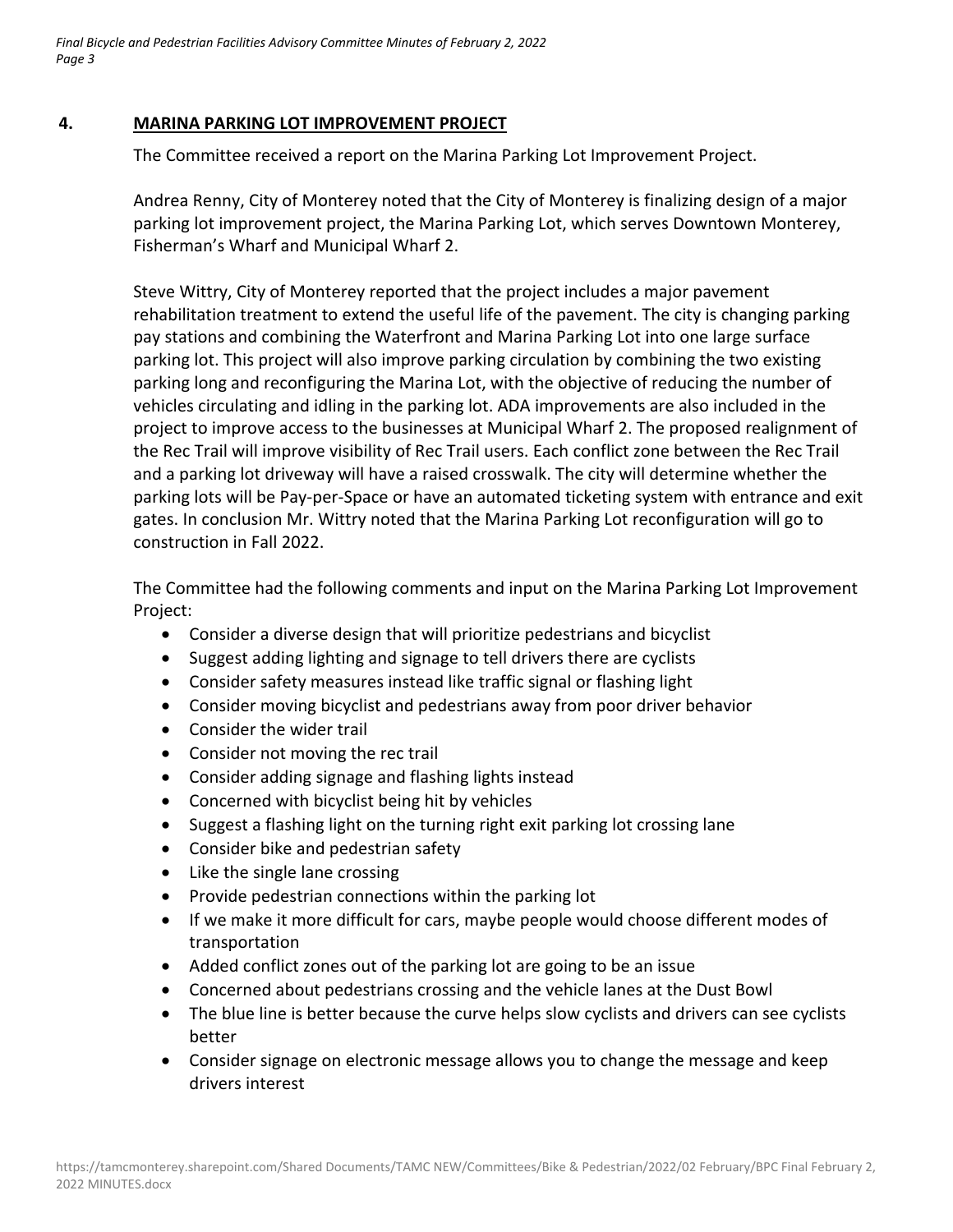## 4. MARINA PARKING LOT IMPROVEMENT PROJECT

The Committee received a report on the Marina Parking Lot Improvement Project.

Andrea Renny, City of Monterey noted that the City of Monterey is finalizing design of a major parking lot improvement project, the Marina Parking Lot, which serves Downtown Monterey, Fisherman's Wharf and Municipal Wharf 2.

Steve Wittry, City of Monterey reported that the project includes a major pavement rehabilitation treatment to extend the useful life of the pavement. The city is changing parking pay stations and combining the Waterfront and Marina Parking Lot into one large surface parking lot. This project will also improve parking circulation by combining the two existing parking long and reconfiguring the Marina Lot, with the objective of reducing the number of vehicles circulating and idling in the parking lot. ADA improvements are also included in the project to improve access to the businesses at Municipal Wharf 2. The proposed realignment of the Rec Trail will improve visibility of Rec Trail users. Each conflict zone between the Rec Trail and a parking lot driveway will have a raised crosswalk. The city will determine whether the parking lots will be Pay-per-Space or have an automated ticketing system with entrance and exit gates. In conclusion Mr. Wittry noted that the Marina Parking Lot reconfiguration will go to construction in Fall 2022.

The Committee had the following comments and input on the Marina Parking Lot Improvement Project:

- Consider a diverse design that will prioritize pedestrians and bicyclist
- Suggest adding lighting and signage to tell drivers there are cyclists
- Consider safety measures instead like traffic signal or flashing light
- Consider moving bicyclist and pedestrians away from poor driver behavior
- Consider the wider trail
- Consider not moving the rec trail
- Consider adding signage and flashing lights instead
- Concerned with bicyclist being hit by vehicles
- Suggest a flashing light on the turning right exit parking lot crossing lane
- Consider bike and pedestrian safety
- Like the single lane crossing
- Provide pedestrian connections within the parking lot
- If we make it more difficult for cars, maybe people would choose different modes of transportation
- Added conflict zones out of the parking lot are going to be an issue
- Concerned about pedestrians crossing and the vehicle lanes at the Dust Bowl
- The blue line is better because the curve helps slow cyclists and drivers can see cyclists better
- Consider signage on electronic message allows you to change the message and keep drivers interest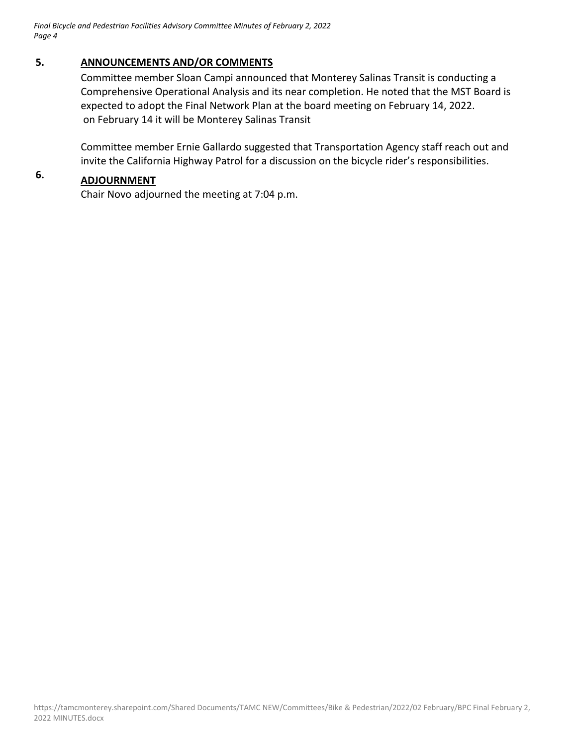## 5. ANNOUNCEMENTS AND/OR COMMENTS

Committee member Sloan Campi announced that Monterey Salinas Transit is conducting a Comprehensive Operational Analysis and its near completion. He noted that the MST Board is expected to adopt the Final Network Plan at the board meeting on February 14, 2022. on February 14 it will be Monterey Salinas Transit

Committee member Ernie Gallardo suggested that Transportation Agency staff reach out and invite the California Highway Patrol for a discussion on the bicycle rider's responsibilities.

## 6. ADJOURNMENT

Chair Novo adjourned the meeting at 7:04 p.m.